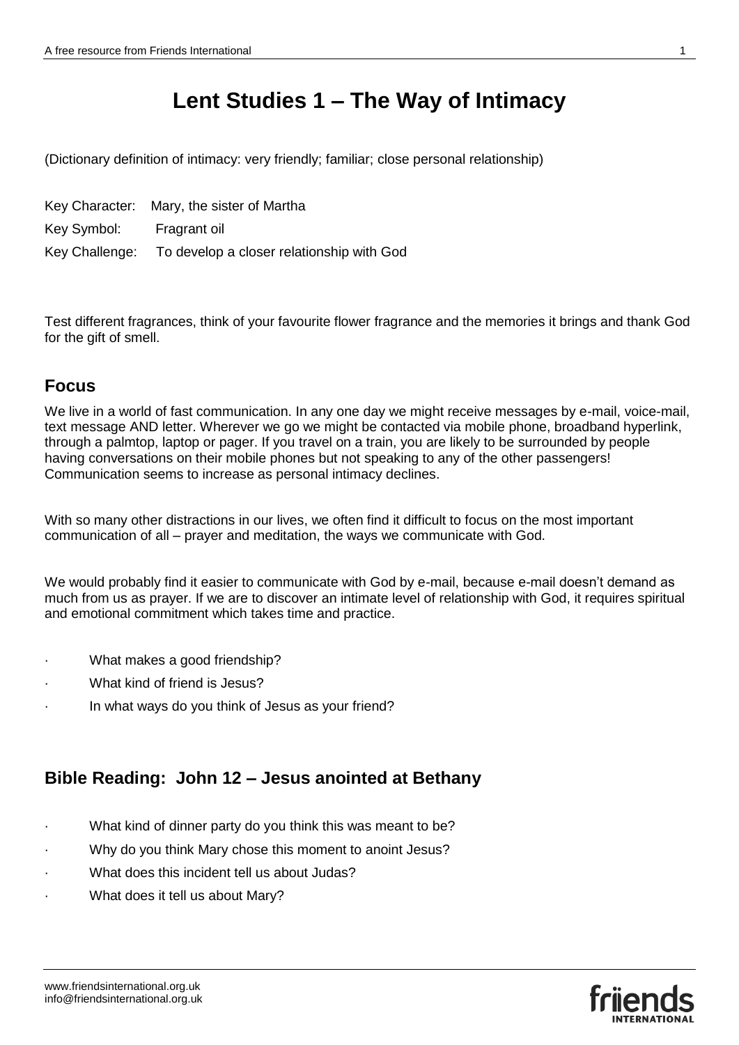# Lent Studies 1 – The Way of Intimacy

(Dictionary definition of intimacy: very friendly; familiar; close personal relationship)

Key Character: Mary, the sister of Martha

Key Symbol: Fragrant oil

Key Challenge: To develop a closer relationship with God

Test different fragrances, think of your favourite flower fragrance and the memories it brings and thank God for the gift of smell.

## Focus

We live in a world of fast communication. In any one day we might receive messages by e-mail, voice-mail, text message AND letter. Wherever we go we might be contacted via mobile phone, broadband hyperlink, through a palmtop, laptop or pager. If you travel on a train, you are likely to be surrounded by people having conversations on their mobile phones but not speaking to any of the other passengers! Communication seems to increase as personal intimacy declines.

With so many other distractions in our lives, we often find it difficult to focus on the most important communication of all – prayer and meditation, the ways we communicate with God.

We would probably find it easier to communicate with God by e-mail, because e-mail doesn't demand as much from us as prayer. If we are to discover an intimate level of relationship with God, it requires spiritual and emotional commitment which takes time and practice.

- What makes a good friendship?
- What kind of friend is Jesus?
- In what ways do you think of Jesus as your friend?

## Bible Reading: John 12 – Jesus anointed at Bethany

- What kind of dinner party do you think this was meant to be?
- Why do you think Mary chose this moment to anoint Jesus?
- What does this incident tell us about Judas?
- What does it tell us about Mary?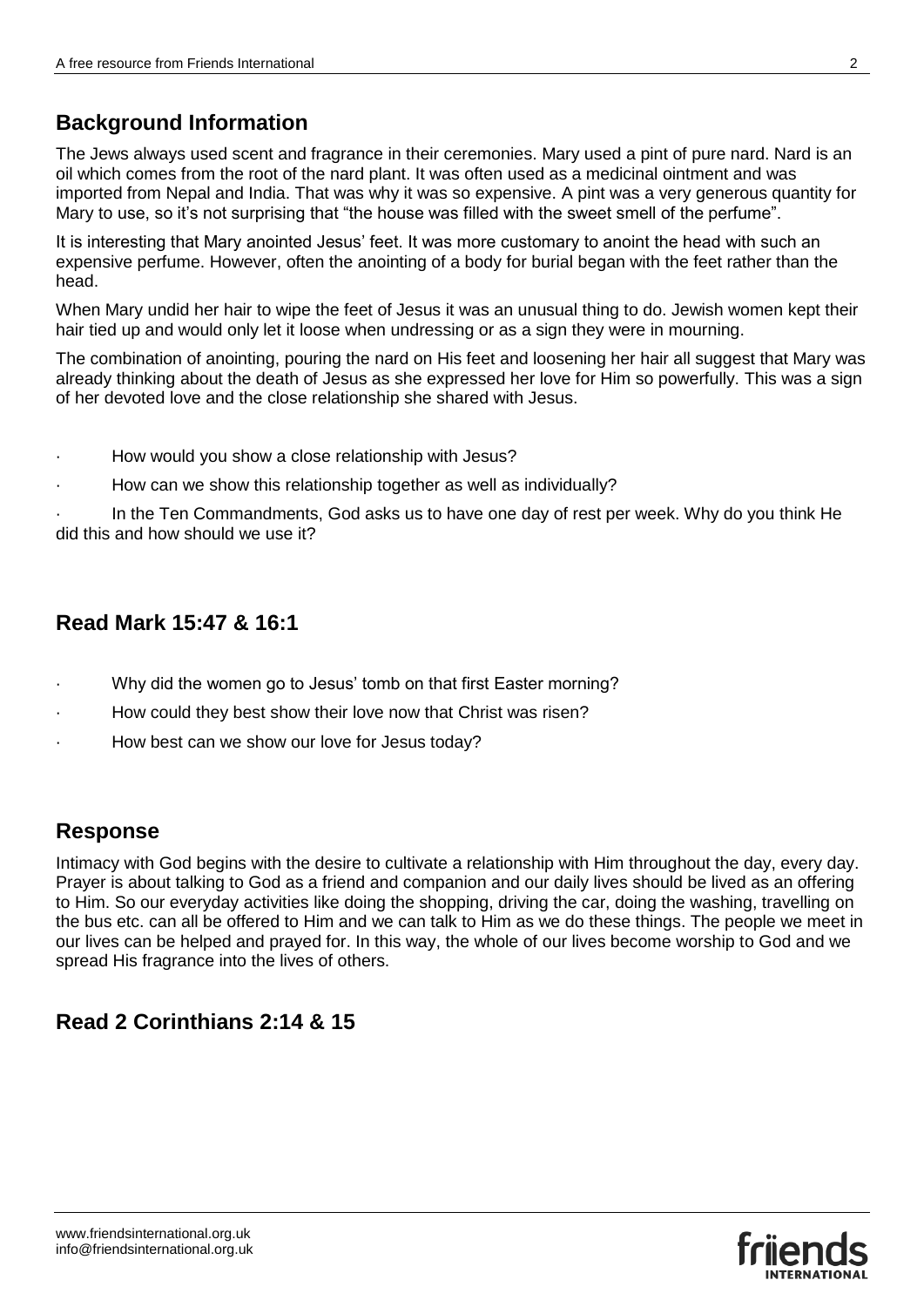## Background Information

The Jews always used scent and fragrance in their ceremonies. Mary used a pint of pure nard. Nard is an oil which comes from the root of the nard plant. It was often used as a medicinal ointment and was imported from Nepal and India. That was why it was so expensive. A pint was a very generous quantity for Mary to use, so it's not surprising that "the house was filled with the sweet smell of the perfume".

It is interesting that Mary anointed Jesus' feet. It was more customary to anoint the head with such an expensive perfume. However, often the anointing of a body for burial began with the feet rather than the head.

When Mary undid her hair to wipe the feet of Jesus it was an unusual thing to do. Jewish women kept their hair tied up and would only let it loose when undressing or as a sign they were in mourning.

The combination of anointing, pouring the nard on His feet and loosening her hair all suggest that Mary was already thinking about the death of Jesus as she expressed her love for Him so powerfully. This was a sign of her devoted love and the close relationship she shared with Jesus.

- How would you show a close relationship with Jesus?
- How can we show this relationship together as well as individually?
- In the Ten Commandments, God asks us to have one day of rest per week. Why do you think He did this and how should we use it?

## Read Mark 15:47 & 16:1

- Why did the women go to Jesus' tomb on that first Easter morning?
- How could they best show their love now that Christ was risen?
- How best can we show our love for Jesus today?

## Response

Intimacy with God begins with the desire to cultivate a relationship with Him throughout the day, every day. Prayer is about talking to God as a friend and companion and our daily lives should be lived as an offering to Him. So our everyday activities like doing the shopping, driving the car, doing the washing, travelling on the bus etc. can all be offered to Him and we can talk to Him as we do these things. The people we meet in our lives can be helped and prayed for. In this way, the whole of our lives become worship to God and we spread His fragrance into the lives of others.

## Read 2 Corinthians 2:14 & 15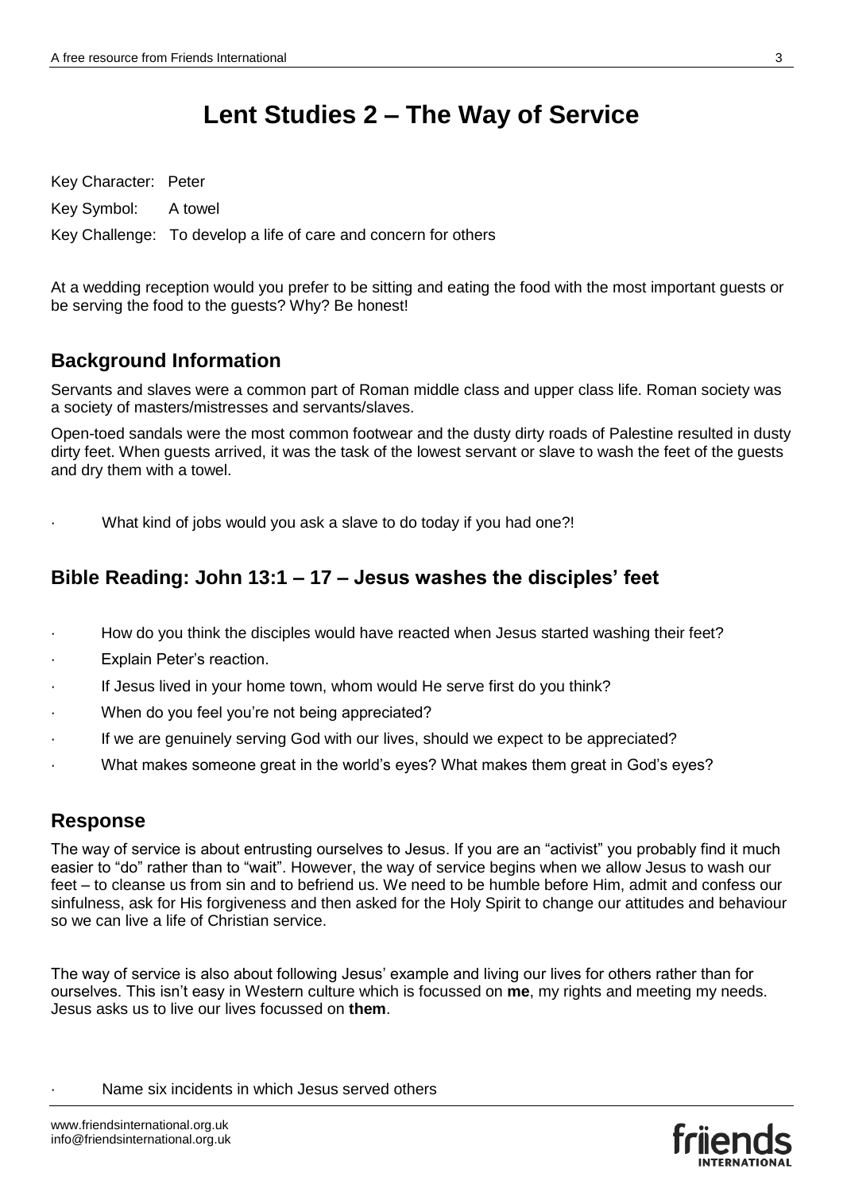# Lent Studies 2 – The Way of Service

Key Character: Peter

Key Symbol: A towel

Key Challenge: To develop a life of care and concern for others

At a wedding reception would you prefer to be sitting and eating the food with the most important guests or be serving the food to the guests? Why? Be honest!

## Background Information

Servants and slaves were a common part of Roman middle class and upper class life. Roman society was a society of masters/mistresses and servants/slaves.

Open-toed sandals were the most common footwear and the dusty dirty roads of Palestine resulted in dusty dirty feet. When guests arrived, it was the task of the lowest servant or slave to wash the feet of the guests and dry them with a towel.

- What kind of jobs would you ask a slave to do today if you had one?!

## Bible Reading: John 13:1 – 17 – Jesus washes the disciples' feet

- How do you think the disciples would have reacted when Jesus started washing their feet?
- Explain Peter's reaction.
- If Jesus lived in your home town, whom would He serve first do you think?
- When do you feel you're not being appreciated?
- If we are genuinely serving God with our lives, should we expect to be appreciated?
- What makes someone great in the world's eyes? What makes them great in God's eyes?

## Response

The way of service is about entrusting ourselves to Jesus. If you are an "activist" you probably find it much easier to "do" rather than to "wait". However, the way of service begins when we allow Jesus to wash our feet – to cleanse us from sin and to befriend us. We need to be humble before Him, admit and confess our sinfulness, ask for His forgiveness and then asked for the Holy Spirit to change our attitudes and behaviour so we can live a life of Christian service.

The way of service is also about following Jesus' example and living our lives for others rather than for ourselves. This isn't easy in Western culture which is focussed on **me**, my rights and meeting my needs. Jesus asks us to live our lives focussed on **them**.

- Name six incidents in which Jesus served others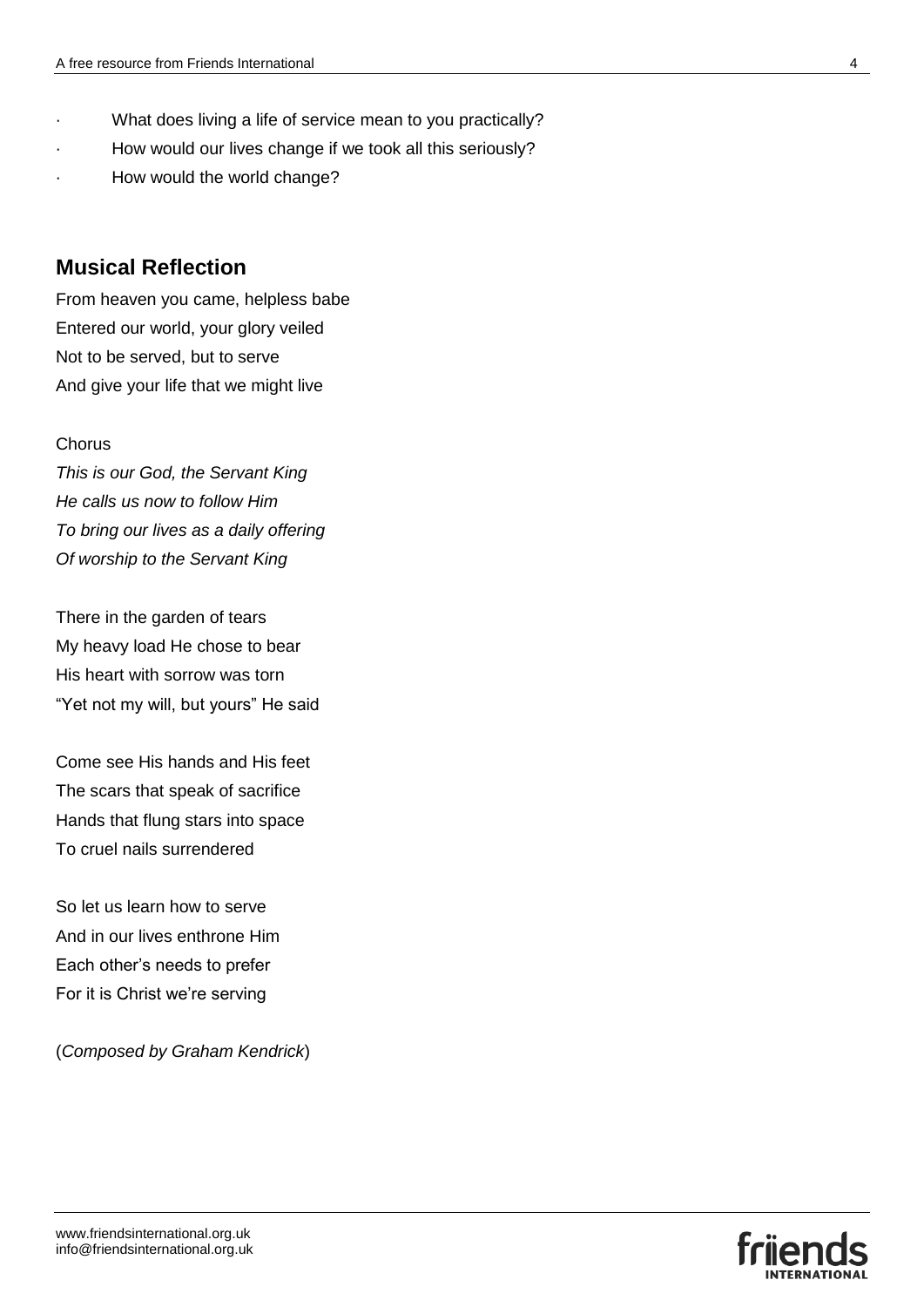- What does living a life of service mean to you practically?
- How would our lives change if we took all this seriously?
- How would the world change?

## Musical Reflection

From heaven you came, helpless babe
Entered our world, your glory veiled
Not to be served, but to serve
And give your life that we might live

Chorus
*This is our God, the Servant King*
*He calls us now to follow Him*
*To bring our lives as a daily offering*
*Of worship to the Servant King*

There in the garden of tears
My heavy load He chose to bear
His heart with sorrow was torn
"Yet not my will, but yours" He said

Come see His hands and His feet
The scars that speak of sacrifice
Hands that flung stars into space
To cruel nails surrendered

So let us learn how to serve
And in our lives enthrone Him
Each other's needs to prefer
For it is Christ we're serving

(*Composed by Graham Kendrick*)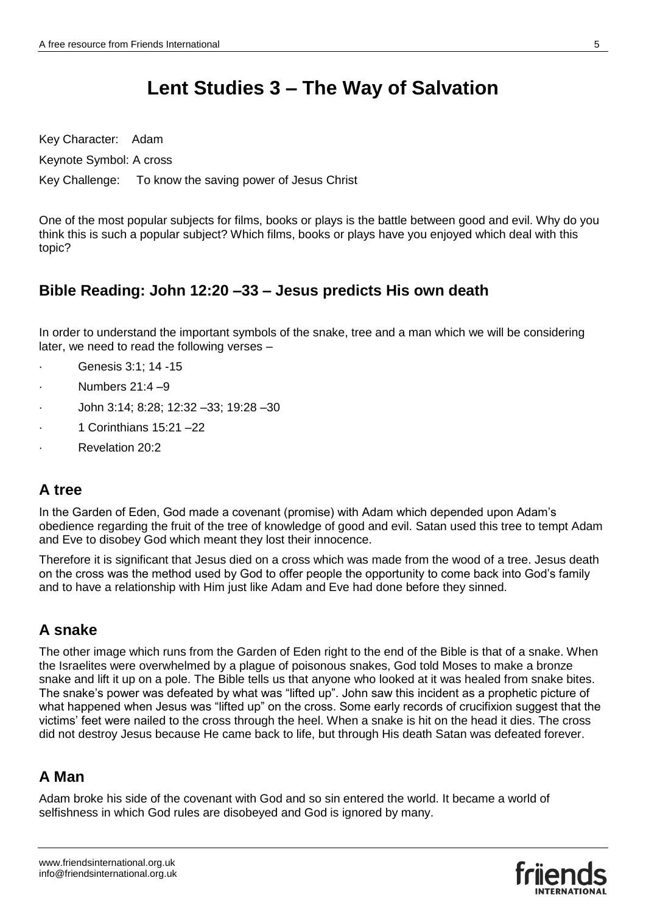# Lent Studies 3 – The Way of Salvation

Key Character: Adam

Keynote Symbol: A cross

Key Challenge: To know the saving power of Jesus Christ

One of the most popular subjects for films, books or plays is the battle between good and evil. Why do you think this is such a popular subject? Which films, books or plays have you enjoyed which deal with this topic?

## Bible Reading: John 12:20 –33 – Jesus predicts His own death

In order to understand the important symbols of the snake, tree and a man which we will be considering later, we need to read the following verses –

- Genesis 3:1; 14 -15
- Numbers 21:4 –9
- John 3:14; 8:28; 12:32 –33; 19:28 –30
- 1 Corinthians 15:21 –22
- Revelation 20:2

## A tree

In the Garden of Eden, God made a covenant (promise) with Adam which depended upon Adam's obedience regarding the fruit of the tree of knowledge of good and evil. Satan used this tree to tempt Adam and Eve to disobey God which meant they lost their innocence.

Therefore it is significant that Jesus died on a cross which was made from the wood of a tree. Jesus death on the cross was the method used by God to offer people the opportunity to come back into God's family and to have a relationship with Him just like Adam and Eve had done before they sinned.

## A snake

The other image which runs from the Garden of Eden right to the end of the Bible is that of a snake. When the Israelites were overwhelmed by a plague of poisonous snakes, God told Moses to make a bronze snake and lift it up on a pole. The Bible tells us that anyone who looked at it was healed from snake bites. The snake's power was defeated by what was "lifted up". John saw this incident as a prophetic picture of what happened when Jesus was "lifted up" on the cross. Some early records of crucifixion suggest that the victims' feet were nailed to the cross through the heel. When a snake is hit on the head it dies. The cross did not destroy Jesus because He came back to life, but through His death Satan was defeated forever.

## A Man

Adam broke his side of the covenant with God and so sin entered the world. It became a world of selfishness in which God rules are disobeyed and God is ignored by many.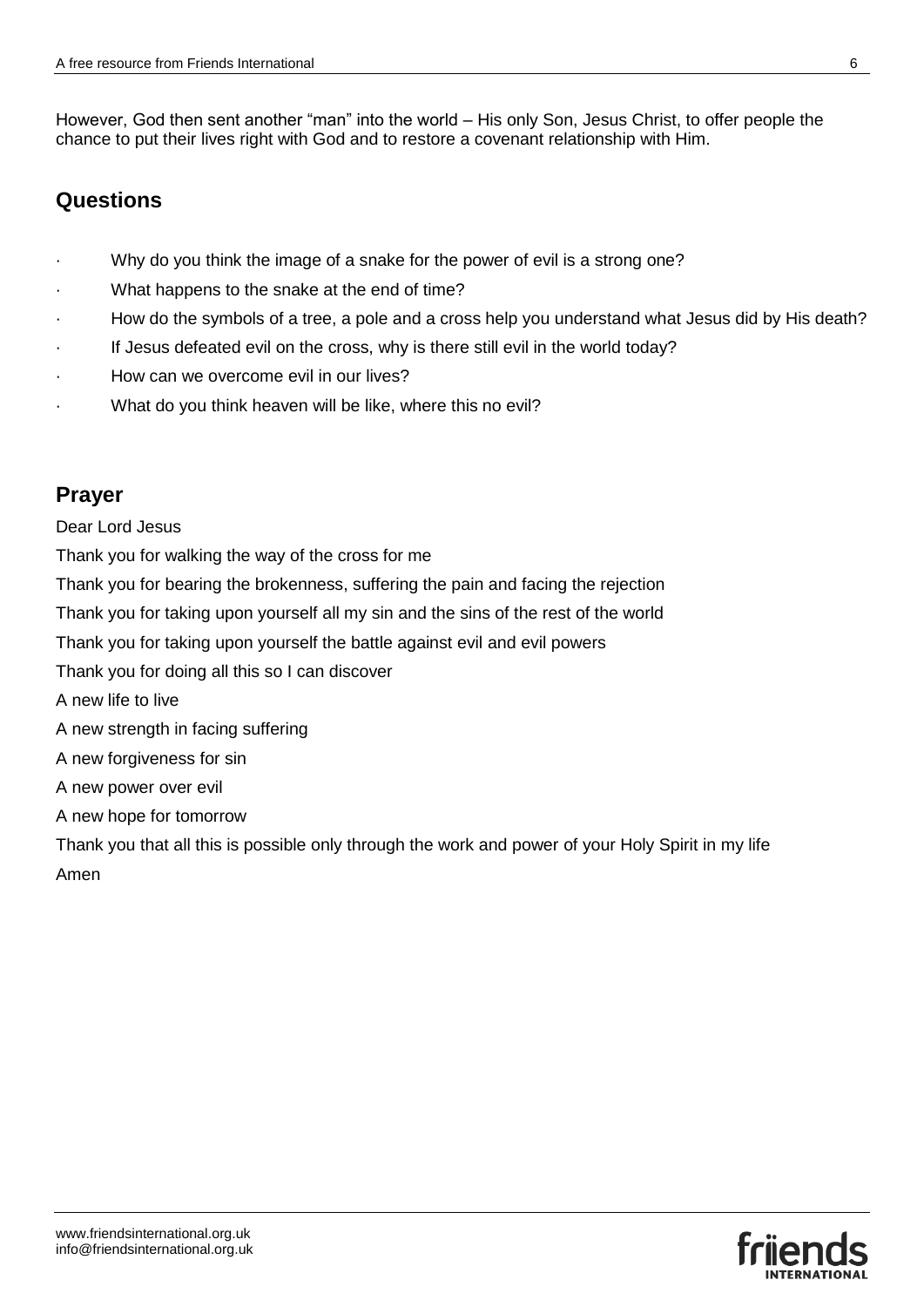However, God then sent another "man" into the world – His only Son, Jesus Christ, to offer people the chance to put their lives right with God and to restore a covenant relationship with Him.

## Questions

- Why do you think the image of a snake for the power of evil is a strong one?
- What happens to the snake at the end of time?
- How do the symbols of a tree, a pole and a cross help you understand what Jesus did by His death?
- If Jesus defeated evil on the cross, why is there still evil in the world today?
- How can we overcome evil in our lives?
- What do you think heaven will be like, where this no evil?

## Prayer

Dear Lord Jesus

Thank you for walking the way of the cross for me

Thank you for bearing the brokenness, suffering the pain and facing the rejection

Thank you for taking upon yourself all my sin and the sins of the rest of the world

Thank you for taking upon yourself the battle against evil and evil powers

Thank you for doing all this so I can discover

A new life to live

A new strength in facing suffering

A new forgiveness for sin

A new power over evil

A new hope for tomorrow

Thank you that all this is possible only through the work and power of your Holy Spirit in my life

Amen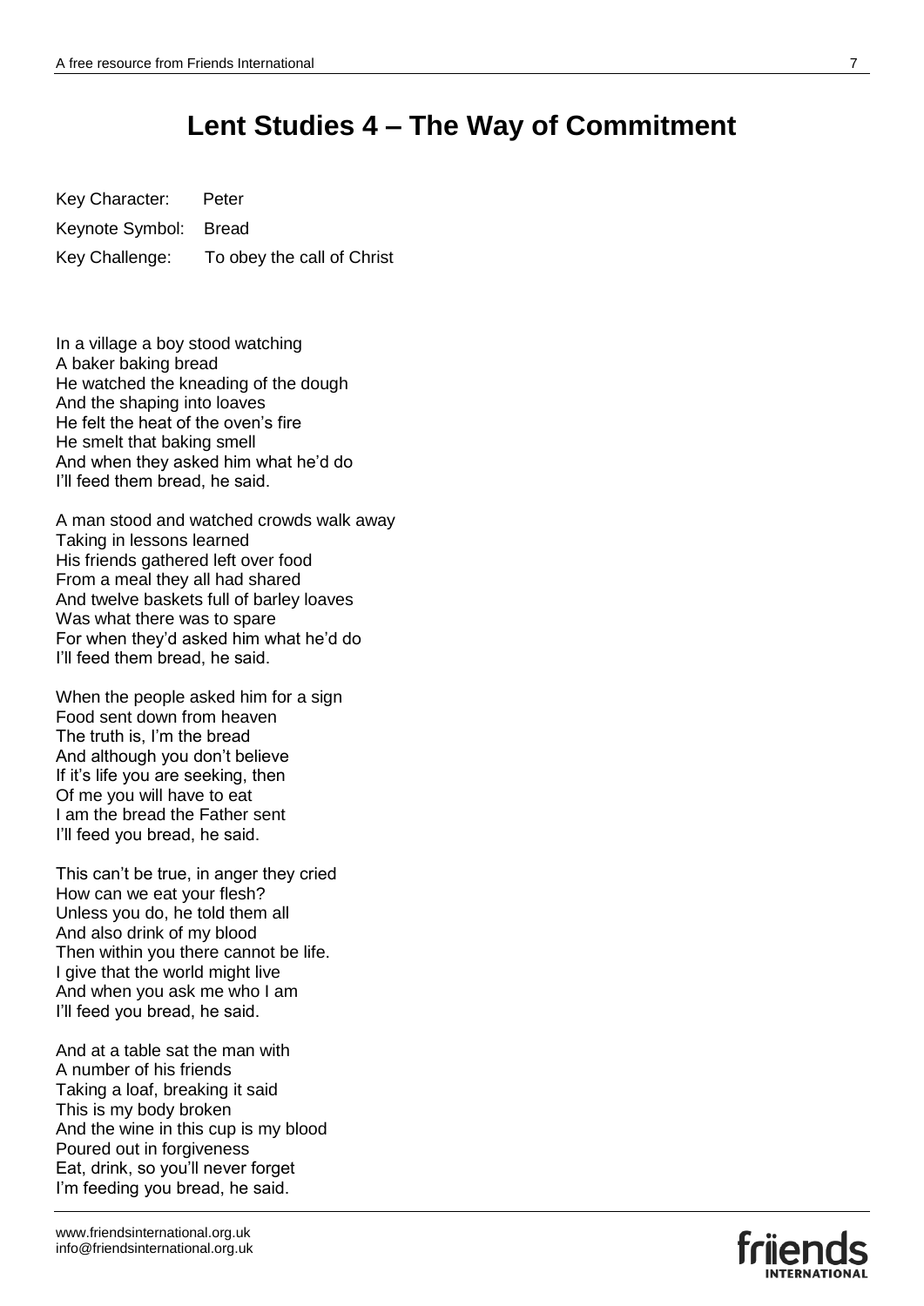# Lent Studies 4 – The Way of Commitment

Key Character: Peter

Keynote Symbol: Bread

Key Challenge: To obey the call of Christ

In a village a boy stood watching  
A baker baking bread  
He watched the kneading of the dough  
And the shaping into loaves  
He felt the heat of the oven's fire  
He smelt that baking smell  
And when they asked him what he'd do  
I'll feed them bread, he said.

A man stood and watched crowds walk away  
Taking in lessons learned  
His friends gathered left over food  
From a meal they all had shared  
And twelve baskets full of barley loaves  
Was what there was to spare  
For when they'd asked him what he'd do  
I'll feed them bread, he said.

When the people asked him for a sign  
Food sent down from heaven  
The truth is, I'm the bread  
And although you don't believe  
If it's life you are seeking, then  
Of me you will have to eat  
I am the bread the Father sent  
I'll feed you bread, he said.

This can't be true, in anger they cried  
How can we eat your flesh?  
Unless you do, he told them all  
And also drink of my blood  
Then within you there cannot be life.  
I give that the world might live  
And when you ask me who I am  
I'll feed you bread, he said.

And at a table sat the man with  
A number of his friends  
Taking a loaf, breaking it said  
This is my body broken  
And the wine in this cup is my blood  
Poured out in forgiveness  
Eat, drink, so you'll never forget  
I'm feeding you bread, he said.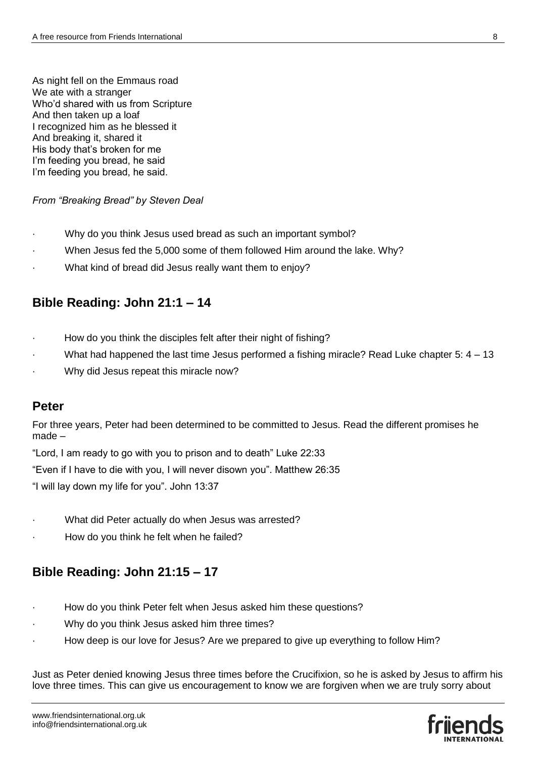As night fell on the Emmaus road
We ate with a stranger
Who'd shared with us from Scripture
And then taken up a loaf
I recognized him as he blessed it
And breaking it, shared it
His body that's broken for me
I'm feeding you bread, he said
I'm feeding you bread, he said.

*From "Breaking Bread" by Steven Deal*

- Why do you think Jesus used bread as such an important symbol?
- When Jesus fed the 5,000 some of them followed Him around the lake. Why?
- What kind of bread did Jesus really want them to enjoy?

## Bible Reading: John 21:1 – 14

- How do you think the disciples felt after their night of fishing?
- What had happened the last time Jesus performed a fishing miracle? Read Luke chapter 5: 4 – 13
- Why did Jesus repeat this miracle now?

## Peter

For three years, Peter had been determined to be committed to Jesus. Read the different promises he made –

"Lord, I am ready to go with you to prison and to death" Luke 22:33

"Even if I have to die with you, I will never disown you". Matthew 26:35

"I will lay down my life for you". John 13:37

- What did Peter actually do when Jesus was arrested?
- How do you think he felt when he failed?

## Bible Reading: John 21:15 – 17

- How do you think Peter felt when Jesus asked him these questions?
- Why do you think Jesus asked him three times?
- How deep is our love for Jesus? Are we prepared to give up everything to follow Him?

Just as Peter denied knowing Jesus three times before the Crucifixion, so he is asked by Jesus to affirm his love three times. This can give us encouragement to know we are forgiven when we are truly sorry about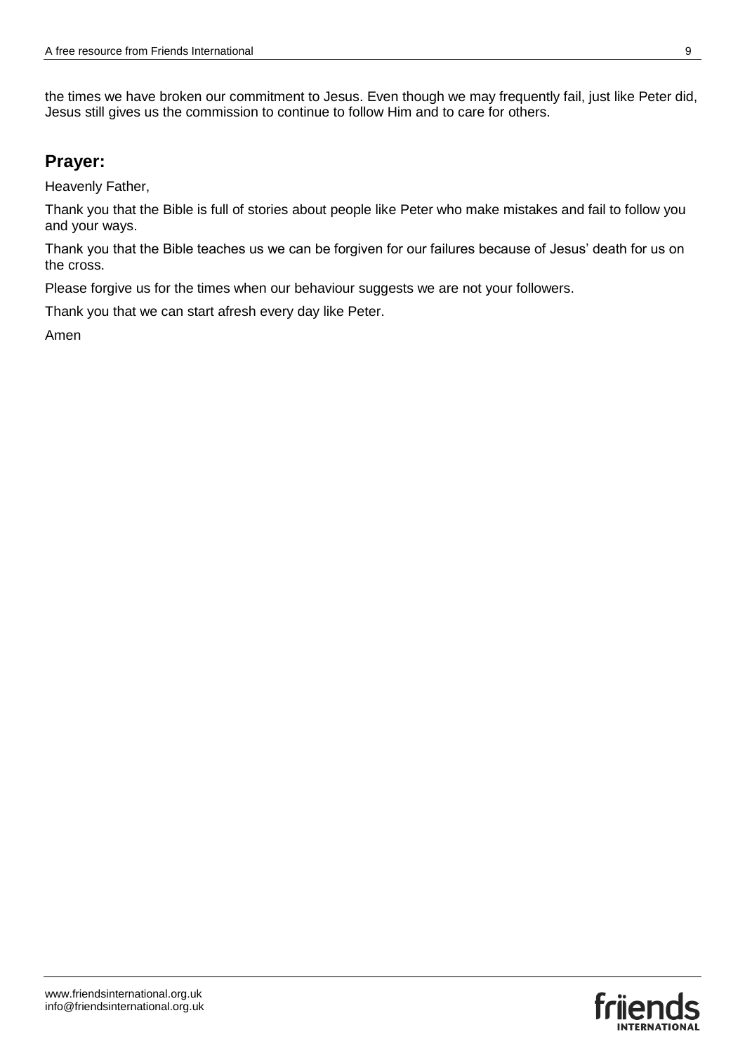the times we have broken our commitment to Jesus. Even though we may frequently fail, just like Peter did, Jesus still gives us the commission to continue to follow Him and to care for others.

## Prayer:

Heavenly Father,

Thank you that the Bible is full of stories about people like Peter who make mistakes and fail to follow you and your ways.

Thank you that the Bible teaches us we can be forgiven for our failures because of Jesus' death for us on the cross.

Please forgive us for the times when our behaviour suggests we are not your followers.

Thank you that we can start afresh every day like Peter.

Amen